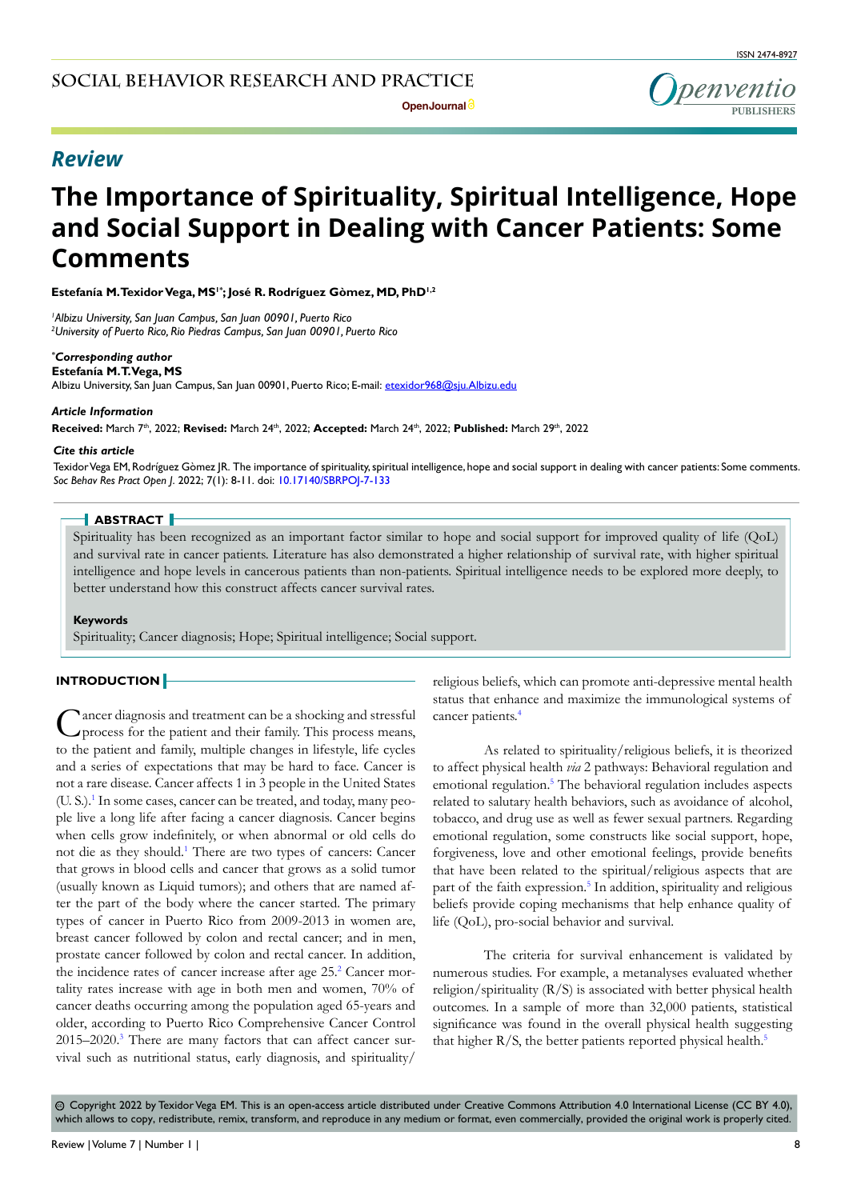Review

# The Importance of Spirituality, Spiritual Intelligence, Hope and Social Support in Dealing with Cancer Patients: Some Comments

**Estefanía M. Texidor Vega, MS[1*]; José R. Rodríguez Gòmez, MD, PhD[1,2]**

[1]*Albizu University, San Juan Campus, San Juan 00901, Puerto Rico*
[2]*University of Puerto Rico, Rio Piedras Campus, San Juan 00901, Puerto Rico*

***Corresponding author**
**Estefanía M. T. Vega, MS**
Albizu University, San Juan Campus, San Juan 00901, Puerto Rico; E-mail: etexidor968@sju.Albizu.edu

***Article Information***
**Received:** March 7th, 2022; **Revised:** March 24th, 2022; **Accepted:** March 24th, 2022; **Published:** March 29th, 2022

***Cite this article***
Texidor Vega EM, Rodríguez Gòmez JR. The importance of spirituality, spiritual intelligence, hope and social support in dealing with cancer patients: Some comments. *Soc Behav Res Pract Open J*. 2022; 7(1): 8-11. doi: 10.17140/SBRPOJ-7-133

## ABSTRACT

Spirituality has been recognized as an important factor similar to hope and social support for improved quality of life (QoL) and survival rate in cancer patients. Literature has also demonstrated a higher relationship of survival rate, with higher spiritual intelligence and hope levels in cancerous patients than non-patients. Spiritual intelligence needs to be explored more deeply, to better understand how this construct affects cancer survival rates.

**Keywords**

Spirituality; Cancer diagnosis; Hope; Spiritual intelligence; Social support.

## INTRODUCTION

Cancer diagnosis and treatment can be a shocking and stressful process for the patient and their family. This process means, to the patient and family, multiple changes in lifestyle, life cycles and a series of expectations that may be hard to face. Cancer is not a rare disease. Cancer affects 1 in 3 people in the United States (U. S.).[1] In some cases, cancer can be treated, and today, many people live a long life after facing a cancer diagnosis. Cancer begins when cells grow indefinitely, or when abnormal or old cells do not die as they should.[1] There are two types of cancers: Cancer that grows in blood cells and cancer that grows as a solid tumor (usually known as Liquid tumors); and others that are named after the part of the body where the cancer started. The primary types of cancer in Puerto Rico from 2009-2013 in women are, breast cancer followed by colon and rectal cancer; and in men, prostate cancer followed by colon and rectal cancer. In addition, the incidence rates of cancer increase after age 25.[2] Cancer mortality rates increase with age in both men and women, 70% of cancer deaths occurring among the population aged 65-years and older, according to Puerto Rico Comprehensive Cancer Control 2015–2020.[3] There are many factors that can affect cancer survival such as nutritional status, early diagnosis, and spirituality/religious beliefs, which can promote anti-depressive mental health status that enhance and maximize the immunological systems of cancer patients.[4]

As related to spirituality/religious beliefs, it is theorized to affect physical health *via* 2 pathways: Behavioral regulation and emotional regulation.[5] The behavioral regulation includes aspects related to salutary health behaviors, such as avoidance of alcohol, tobacco, and drug use as well as fewer sexual partners. Regarding emotional regulation, some constructs like social support, hope, forgiveness, love and other emotional feelings, provide benefits that have been related to the spiritual/religious aspects that are part of the faith expression.[5] In addition, spirituality and religious beliefs provide coping mechanisms that help enhance quality of life (QoL), pro-social behavior and survival.

The criteria for survival enhancement is validated by numerous studies. For example, a metanalyses evaluated whether religion/spirituality (R/S) is associated with better physical health outcomes. In a sample of more than 32,000 patients, statistical significance was found in the overall physical health suggesting that higher R/S, the better patients reported physical health.[5]

© Copyright 2022 by Texidor Vega EM. This is an open-access article distributed under Creative Commons Attribution 4.0 International License (CC BY 4.0), which allows to copy, redistribute, remix, transform, and reproduce in any medium or format, even commercially, provided the original work is properly cited.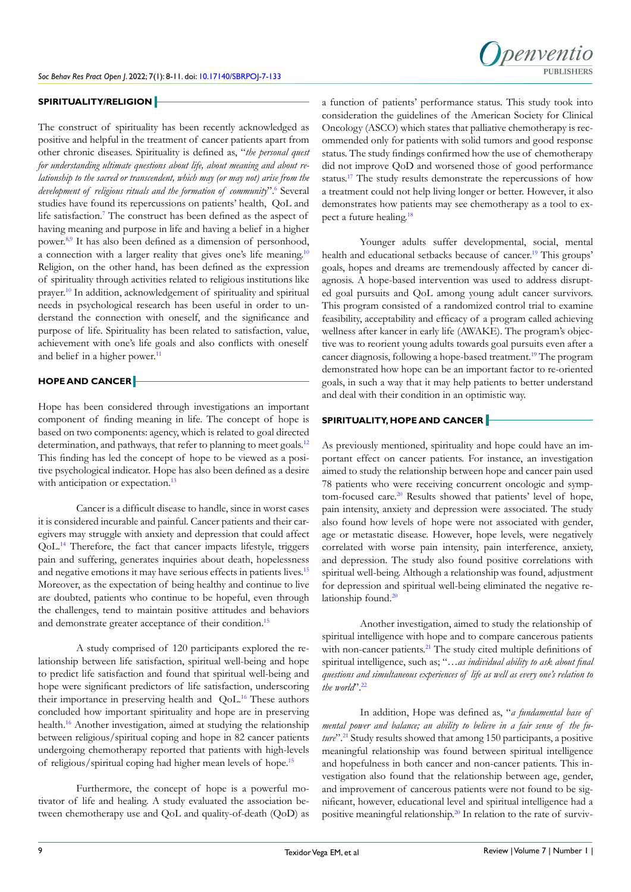## SPIRITUALITY/RELIGION

The construct of spirituality has been recently acknowledged as positive and helpful in the treatment of cancer patients apart from other chronic diseases. Spirituality is defined as, "*the personal quest for understanding ultimate questions about life, about meaning and about relationship to the sacred or transcendent, which may (or may not) arise from the development of religious rituals and the formation of community*".[6] Several studies have found its repercussions on patients' health, QoL and life satisfaction.[7] The construct has been defined as the aspect of having meaning and purpose in life and having a belief in a higher power.[8,9] It has also been defined as a dimension of personhood, a connection with a larger reality that gives one's life meaning.[10] Religion, on the other hand, has been defined as the expression of spirituality through activities related to religious institutions like prayer.[10] In addition, acknowledgement of spirituality and spiritual needs in psychological research has been useful in order to understand the connection with oneself, and the significance and purpose of life. Spirituality has been related to satisfaction, value, achievement with one's life goals and also conflicts with oneself and belief in a higher power.[11]

## HOPE AND CANCER

Hope has been considered through investigations an important component of finding meaning in life. The concept of hope is based on two components: agency, which is related to goal directed determination, and pathways, that refer to planning to meet goals.[12] This finding has led the concept of hope to be viewed as a positive psychological indicator. Hope has also been defined as a desire with anticipation or expectation.[13]

Cancer is a difficult disease to handle, since in worst cases it is considered incurable and painful. Cancer patients and their caregivers may struggle with anxiety and depression that could affect QoL.[14] Therefore, the fact that cancer impacts lifestyle, triggers pain and suffering, generates inquiries about death, hopelessness and negative emotions it may have serious effects in patients lives.[15] Moreover, as the expectation of being healthy and continue to live are doubted, patients who continue to be hopeful, even through the challenges, tend to maintain positive attitudes and behaviors and demonstrate greater acceptance of their condition.[15]

A study comprised of 120 participants explored the relationship between life satisfaction, spiritual well-being and hope to predict life satisfaction and found that spiritual well-being and hope were significant predictors of life satisfaction, underscoring their importance in preserving health and QoL.[16] These authors concluded how important spirituality and hope are in preserving health.[16] Another investigation, aimed at studying the relationship between religious/spiritual coping and hope in 82 cancer patients undergoing chemotherapy reported that patients with high-levels of religious/spiritual coping had higher mean levels of hope.[15]

Furthermore, the concept of hope is a powerful motivator of life and healing. A study evaluated the association between chemotherapy use and QoL and quality-of-death (QoD) as a function of patients' performance status. This study took into consideration the guidelines of the American Society for Clinical Oncology (ASCO) which states that palliative chemotherapy is recommended only for patients with solid tumors and good response status. The study findings confirmed how the use of chemotherapy did not improve QoD and worsened those of good performance status.[17] The study results demonstrate the repercussions of how a treatment could not help living longer or better. However, it also demonstrates how patients may see chemotherapy as a tool to expect a future healing.[18]

Younger adults suffer developmental, social, mental health and educational setbacks because of cancer.[19] This groups' goals, hopes and dreams are tremendously affected by cancer diagnosis. A hope-based intervention was used to address disrupted goal pursuits and QoL among young adult cancer survivors. This program consisted of a randomized control trial to examine feasibility, acceptability and efficacy of a program called achieving wellness after kancer in early life (AWAKE). The program's objective was to reorient young adults towards goal pursuits even after a cancer diagnosis, following a hope-based treatment.[19] The program demonstrated how hope can be an important factor to re-oriented goals, in such a way that it may help patients to better understand and deal with their condition in an optimistic way.

## SPIRITUALITY, HOPE AND CANCER

As previously mentioned, spirituality and hope could have an important effect on cancer patients. For instance, an investigation aimed to study the relationship between hope and cancer pain used 78 patients who were receiving concurrent oncologic and symptom-focused care.[20] Results showed that patients' level of hope, pain intensity, anxiety and depression were associated. The study also found how levels of hope were not associated with gender, age or metastatic disease. However, hope levels, were negatively correlated with worse pain intensity, pain interference, anxiety, and depression. The study also found positive correlations with spiritual well-being. Although a relationship was found, adjustment for depression and spiritual well-being eliminated the negative relationship found.[20]

Another investigation, aimed to study the relationship of spiritual intelligence with hope and to compare cancerous patients with non-cancer patients.[21] The study cited multiple definitions of spiritual intelligence, such as; "*…as individual ability to ask about final questions and simultaneous experiences of life as well as every one's relation to the world*".[22]

In addition, Hope was defined as, "*a fundamental base of mental power and balance; an ability to believe in a fair sense of the future*".[21] Study results showed that among 150 participants, a positive meaningful relationship was found between spiritual intelligence and hopefulness in both cancer and non-cancer patients. This investigation also found that the relationship between age, gender, and improvement of cancerous patients were not found to be significant, however, educational level and spiritual intelligence had a positive meaningful relationship.[20] In relation to the rate of surviv-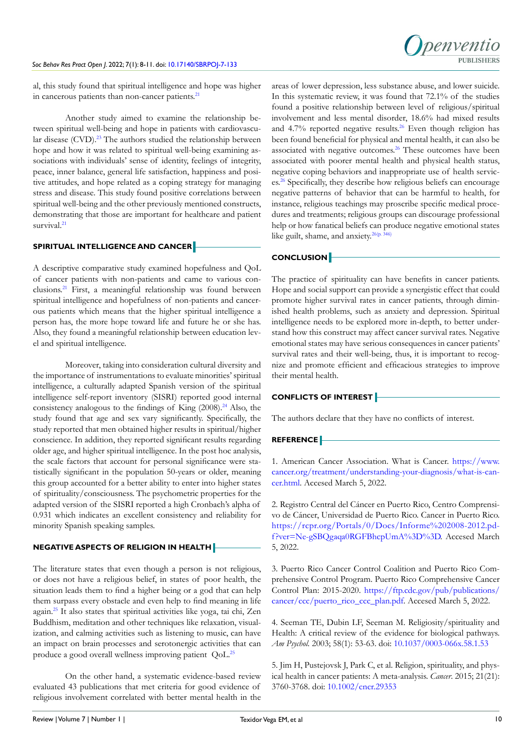al, this study found that spiritual intelligence and hope was higher in cancerous patients than non-cancer patients.[21]

Another study aimed to examine the relationship between spiritual well-being and hope in patients with cardiovascular disease (CVD).[23] The authors studied the relationship between hope and how it was related to spiritual well-being examining associations with individuals' sense of identity, feelings of integrity, peace, inner balance, general life satisfaction, happiness and positive attitudes, and hope related as a coping strategy for managing stress and disease. This study found positive correlations between spiritual well-being and the other previously mentioned constructs, demonstrating that those are important for healthcare and patient survival.[21]

## SPIRITUAL INTELLIGENCE AND CANCER

A descriptive comparative study examined hopefulness and QoL of cancer patients with non-patients and came to various conclusions.[21] First, a meaningful relationship was found between spiritual intelligence and hopefulness of non-patients and cancerous patients which means that the higher spiritual intelligence a person has, the more hope toward life and future he or she has. Also, they found a meaningful relationship between education level and spiritual intelligence.

Moreover, taking into consideration cultural diversity and the importance of instrumentations to evaluate minorities' spiritual intelligence, a culturally adapted Spanish version of the spiritual intelligence self-report inventory (SISRI) reported good internal consistency analogous to the findings of King (2008).[24] Also, the study found that age and sex vary significantly. Specifically, the study reported that men obtained higher results in spiritual/higher conscience. In addition, they reported significant results regarding older age, and higher spiritual intelligence. In the post hoc analysis, the scale factors that account for personal significance were statistically significant in the population 50-years or older, meaning this group accounted for a better ability to enter into higher states of spirituality/consciousness. The psychometric properties for the adapted version of the SISRI reported a high Cronbach's alpha of 0.931 which indicates an excellent consistency and reliability for minority Spanish speaking samples.

## NEGATIVE ASPECTS OF RELIGION IN HEALTH

The literature states that even though a person is not religious, or does not have a religious belief, in states of poor health, the situation leads them to find a higher being or a god that can help them surpass every obstacle and even help to find meaning in life again.[25] It also states that spiritual activities like yoga, tai chi, Zen Buddhism, meditation and other techniques like relaxation, visualization, and calming activities such as listening to music, can have an impact on brain processes and serotonergic activities that can produce a good overall wellness improving patient QoL.[25]

On the other hand, a systematic evidence-based review evaluated 43 publications that met criteria for good evidence of religious involvement correlated with better mental health in the areas of lower depression, less substance abuse, and lower suicide. In this systematic review, it was found that 72.1% of the studies found a positive relationship between level of religious/spiritual involvement and less mental disorder, 18.6% had mixed results and 4.7% reported negative results.[26] Even though religion has been found beneficial for physical and mental health, it can also be associated with negative outcomes.[26] These outcomes have been associated with poorer mental health and physical health status, negative coping behaviors and inappropriate use of health services.[26] Specifically, they describe how religious beliefs can encourage negative patterns of behavior that can be harmful to health, for instance, religious teachings may proscribe specific medical procedures and treatments; religious groups can discourage professional help or how fanatical beliefs can produce negative emotional states like guilt, shame, and anxiety.[26(p. 346)]

## CONCLUSION

The practice of spirituality can have benefits in cancer patients. Hope and social support can provide a synergistic effect that could promote higher survival rates in cancer patients, through diminished health problems, such as anxiety and depression. Spiritual intelligence needs to be explored more in-depth, to better understand how this construct may affect cancer survival rates. Negative emotional states may have serious consequences in cancer patients' survival rates and their well-being, thus, it is important to recognize and promote efficient and efficacious strategies to improve their mental health.

## CONFLICTS OF INTEREST

The authors declare that they have no conflicts of interest.

## REFERENCE

1. American Cancer Association. What is Cancer. https://www.cancer.org/treatment/understanding-your-diagnosis/what-is-cancer.html. Accessed March 5, 2022.

2. Registro Central del Cáncer en Puerto Rico, Centro Comprensivo de Cáncer, Universidad de Puerto Rico. Cancer in Puerto Rico. https://rcpr.org/Portals/0/Docs/Informe%202008-2012.pdf?ver=Ne-gSBQgaqa0RGFBhcpUmA%3D%3D. Accessed March 5, 2022.

3. Puerto Rico Cancer Control Coalition and Puerto Rico Comprehensive Control Program. Puerto Rico Comprehensive Cancer Control Plan: 2015-2020. https://ftp.cdc.gov/pub/publications/cancer/ccc/puerto_rico_ccc_plan.pdf. Accesed March 5, 2022.

4. Seeman TE, Dubin LF, Seeman M. Religiosity/spirituality and Health: A critical review of the evidence for biological pathways. *Am Psychol.* 2003; 58(1): 53-63. doi: 10.1037/0003-066x.58.1.53

5. Jim H, Pustejovsk J, Park C, et al. Religion, spirituality, and physical health in cancer patients: A meta-analysis. *Cancer.* 2015; 21(21): 3760-3768. doi: 10.1002/cncr.29353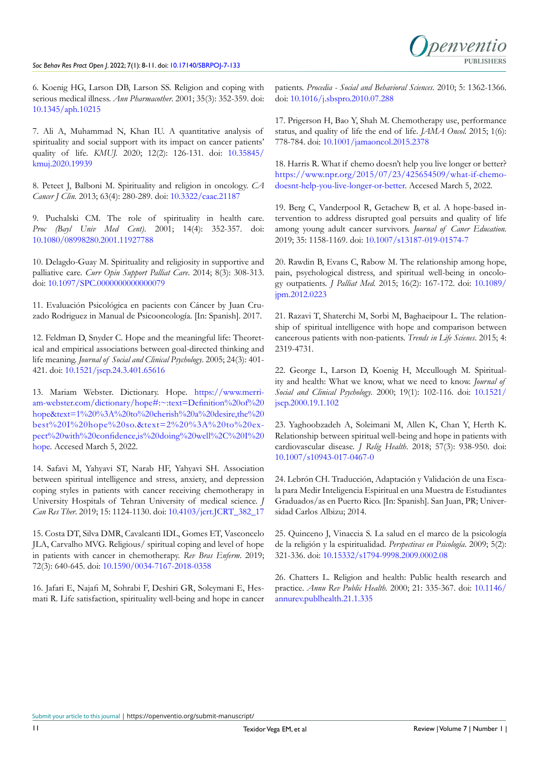6. Koenig HG, Larson DB, Larson SS. Religion and coping with serious medical illness. *Ann Pharmacother*. 2001; 35(3): 352-359. doi: 10.1345/aph.10215

7. Ali A, Muhammad N, Khan IU. A quantitative analysis of spirituality and social support with its impact on cancer patients' quality of life. *KMUJ*. 2020; 12(2): 126-131. doi: 10.35845/kmuj.2020.19939

8. Peteet J, Balboni M. Spirituality and religion in oncology. *CA Cancer J Clin*. 2013; 63(4): 280-289. doi: 10.3322/caac.21187

9. Puchalski CM. The role of spirituality in health care. *Proc (Bayl Univ Med Cent)*. 2001; 14(4): 352-357. doi: 10.1080/08998280.2001.11927788

10. Delagdo-Guay M. Spirituality and religiosity in supportive and palliative care. *Curr Opin Support Palliat Care*. 2014; 8(3): 308-313. doi: 10.1097/SPC.0000000000000079

11. Evaluación Psicológica en pacients con Cáncer by Juan Cruzado Rodriguez in Manual de Psicooncología. [In: Spanish]. 2017.

12. Feldman D, Snyder C. Hope and the meaningful life: Theoretical and empirical associations between goal-directed thinking and life meaning. *Journal of Social and Clinical Psychology*. 2005; 24(3): 401-421. doi: 10.1521/jscp.24.3.401.65616

13. Mariam Webster. Dictionary. Hope. https://www.merriam-webster.com/dictionary/hope#:~:text=Definition%20of%20hope&text=1%20%3A%20to%20cherish%20a%20desire,the%20best%20I%20hope%20so.&text=2%20%3A%20to%20expect%20with%20confidence,is%20doing%20well%2C%20I%20hope. Accesed March 5, 2022.

14. Safavi M, Yahyavi ST, Narab HF, Yahyavi SH. Association between spiritual intelligence and stress, anxiety, and depression coping styles in patients with cancer receiving chemotherapy in University Hospitals of Tehran University of medical science. *J Can Res Ther*. 2019; 15: 1124-1130. doi: 10.4103/jcrt.JCRT_382_17

15. Costa DT, Silva DMR, Cavalcanti IDL, Gomes ET, Vasconcelo JLA, Carvalho MVG. Religious/ spiritual coping and level of hope in patients with cancer in chemotherapy. *Rev Bras Enferm*. 2019; 72(3): 640-645. doi: 10.1590/0034-7167-2018-0358

16. Jafari E, Najafi M, Sohrabi F, Deshiri GR, Soleymani E, Hesmati R. Life satisfaction, spirituality well-being and hope in cancer patients. *Procedia - Social and Behavioral Sciences*. 2010; 5: 1362-1366. doi: 10.1016/j.sbspro.2010.07.288

17. Prigerson H, Bao Y, Shah M. Chemotherapy use, performance status, and quality of life the end of life. *JAMA Oncol*. 2015; 1(6): 778-784. doi: 10.1001/jamaoncol.2015.2378

18. Harris R. What if chemo doesn't help you live longer or better? https://www.npr.org/2015/07/23/425654509/what-if-chemo-doesnt-help-you-live-longer-or-better. Accesed March 5, 2022.

19. Berg C, Vanderpool R, Getachew B, et al. A hope-based intervention to address disrupted goal persuits and quality of life among young adult cancer survivors. *Journal of Caner Education*. 2019; 35: 1158-1169. doi: 10.1007/s13187-019-01574-7

20. Rawdin B, Evans C, Rabow M. The relationship among hope, pain, psychological distress, and spiritual well-being in oncology outpatients. *J Palliat Med*. 2015; 16(2): 167-172. doi: 10.1089/jpm.2012.0223

21. Razavi T, Shaterchi M, Sorbi M, Baghaeipour L. The relationship of spiritual intelligence with hope and comparison between cancerous patients with non-patients. *Trends in Life Scienes*. 2015; 4: 2319-4731.

22. George L, Larson D, Koenig H, Mccullough M. Spirituality and health: What we know, what we need to know. *Journal of Social and Clinical Psychology*. 2000; 19(1): 102-116. doi: 10.1521/jscp.2000.19.1.102

23. Yaghoobzadeh A, Soleimani M, Allen K, Chan Y, Herth K. Relationship between spiritual well-being and hope in patients with cardiovascular disease. *J Relig Health*. 2018; 57(3): 938-950. doi: 10.1007/s10943-017-0467-0

24. Lebrón CH. Traducción, Adaptación y Validación de una Escala para Medir Inteligencia Espiritual en una Muestra de Estudiantes Graduados/as en Puerto Rico. [In: Spanish]. San Juan, PR; Universidad Carlos Albizu; 2014.

25. Quinceno J, Vinaccia S. La salud en el marco de la psicología de la religión y la espiritualidad. *Perspectivas en Psicología*. 2009; 5(2): 321-336. doi: 10.15332/s1794-9998.2009.0002.08

26. Chatters L. Religion and health: Public health research and practice. *Annu Rev Public Health*. 2000; 21: 335-367. doi: 10.1146/annurev.publhealth.21.1.335